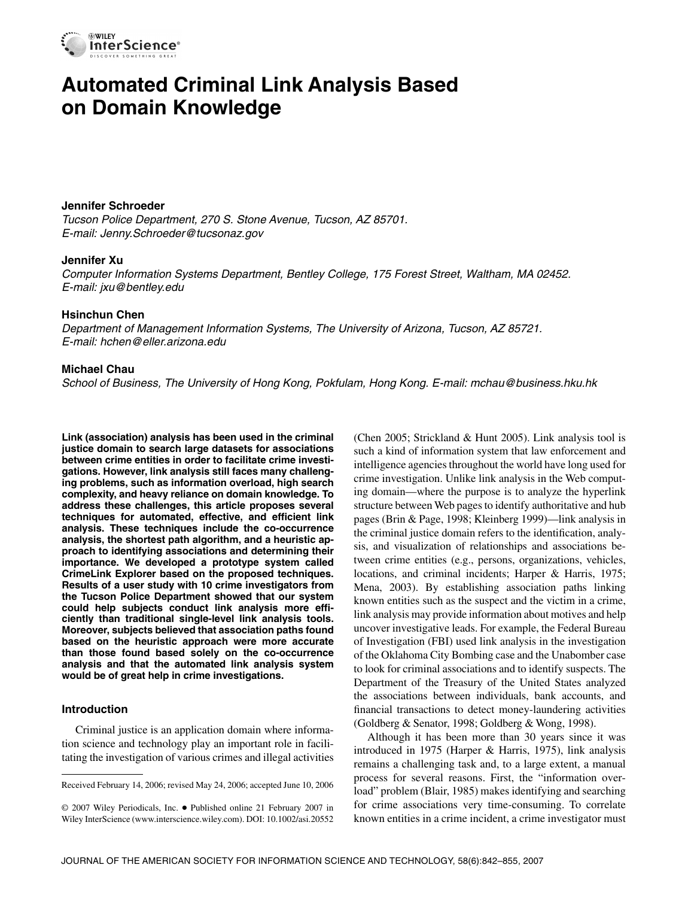# Automated Criminal Link Analysis Based on Domain Knowledge

**Jennifer Schroeder**
*Tucson Police Department, 270 S. Stone Avenue, Tucson, AZ 85701.*
*E-mail: Jenny.Schroeder@tucsonaz.gov*

**Jennifer Xu**
*Computer Information Systems Department, Bentley College, 175 Forest Street, Waltham, MA 02452.*
*E-mail: jxu@bentley.edu*

**Hsinchun Chen**
*Department of Management Information Systems, The University of Arizona, Tucson, AZ 85721.*
*E-mail: hchen@eller.arizona.edu*

**Michael Chau**
*School of Business, The University of Hong Kong, Pokfulam, Hong Kong. E-mail: mchau@business.hku.hk*

**Link (association) analysis has been used in the criminal justice domain to search large datasets for associations between crime entities in order to facilitate crime investigations. However, link analysis still faces many challenging problems, such as information overload, high search complexity, and heavy reliance on domain knowledge. To address these challenges, this article proposes several techniques for automated, effective, and efficient link analysis. These techniques include the co-occurrence analysis, the shortest path algorithm, and a heuristic approach to identifying associations and determining their importance. We developed a prototype system called CrimeLink Explorer based on the proposed techniques. Results of a user study with 10 crime investigators from the Tucson Police Department showed that our system could help subjects conduct link analysis more efficiently than traditional single-level link analysis tools. Moreover, subjects believed that association paths found based on the heuristic approach were more accurate than those found based solely on the co-occurrence analysis and that the automated link analysis system would be of great help in crime investigations.**

## Introduction

Criminal justice is an application domain where information science and technology play an important role in facilitating the investigation of various crimes and illegal activities (Chen 2005; Strickland & Hunt 2005). Link analysis tool is such a kind of information system that law enforcement and intelligence agencies throughout the world have long used for crime investigation. Unlike link analysis in the Web computing domain—where the purpose is to analyze the hyperlink structure between Web pages to identify authoritative and hub pages (Brin & Page, 1998; Kleinberg 1999)—link analysis in the criminal justice domain refers to the identification, analysis, and visualization of relationships and associations between crime entities (e.g., persons, organizations, vehicles, locations, and criminal incidents; Harper & Harris, 1975; Mena, 2003). By establishing association paths linking known entities such as the suspect and the victim in a crime, link analysis may provide information about motives and help uncover investigative leads. For example, the Federal Bureau of Investigation (FBI) used link analysis in the investigation of the Oklahoma City Bombing case and the Unabomber case to look for criminal associations and to identify suspects. The Department of the Treasury of the United States analyzed the associations between individuals, bank accounts, and financial transactions to detect money-laundering activities (Goldberg & Senator, 1998; Goldberg & Wong, 1998).

Although it has been more than 30 years since it was introduced in 1975 (Harper & Harris, 1975), link analysis remains a challenging task and, to a large extent, a manual process for several reasons. First, the "information overload" problem (Blair, 1985) makes identifying and searching for crime associations very time-consuming. To correlate known entities in a crime incident, a crime investigator must

Received February 14, 2006; revised May 24, 2006; accepted June 10, 2006

© 2007 Wiley Periodicals, Inc. • Published online 21 February 2007 in Wiley InterScience (www.interscience.wiley.com). DOI: 10.1002/asi.20552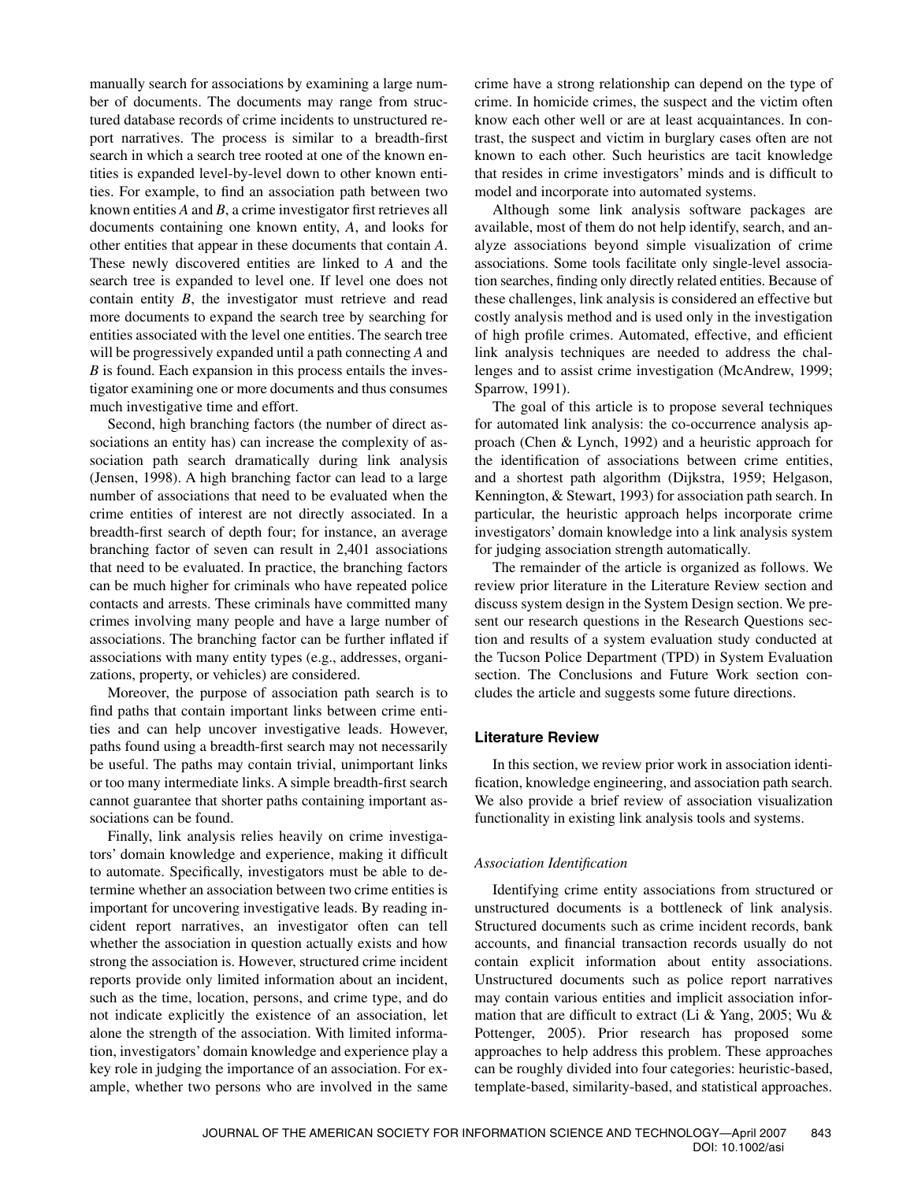manually search for associations by examining a large number of documents. The documents may range from structured database records of crime incidents to unstructured report narratives. The process is similar to a breadth-first search in which a search tree rooted at one of the known entities is expanded level-by-level down to other known entities. For example, to find an association path between two known entities *A* and *B*, a crime investigator first retrieves all documents containing one known entity, *A*, and looks for other entities that appear in these documents that contain *A*. These newly discovered entities are linked to *A* and the search tree is expanded to level one. If level one does not contain entity *B*, the investigator must retrieve and read more documents to expand the search tree by searching for entities associated with the level one entities. The search tree will be progressively expanded until a path connecting *A* and *B* is found. Each expansion in this process entails the investigator examining one or more documents and thus consumes much investigative time and effort.

Second, high branching factors (the number of direct associations an entity has) can increase the complexity of association path search dramatically during link analysis (Jensen, 1998). A high branching factor can lead to a large number of associations that need to be evaluated when the crime entities of interest are not directly associated. In a breadth-first search of depth four; for instance, an average branching factor of seven can result in 2,401 associations that need to be evaluated. In practice, the branching factors can be much higher for criminals who have repeated police contacts and arrests. These criminals have committed many crimes involving many people and have a large number of associations. The branching factor can be further inflated if associations with many entity types (e.g., addresses, organizations, property, or vehicles) are considered.

Moreover, the purpose of association path search is to find paths that contain important links between crime entities and can help uncover investigative leads. However, paths found using a breadth-first search may not necessarily be useful. The paths may contain trivial, unimportant links or too many intermediate links. A simple breadth-first search cannot guarantee that shorter paths containing important associations can be found.

Finally, link analysis relies heavily on crime investigators' domain knowledge and experience, making it difficult to automate. Specifically, investigators must be able to determine whether an association between two crime entities is important for uncovering investigative leads. By reading incident report narratives, an investigator often can tell whether the association in question actually exists and how strong the association is. However, structured crime incident reports provide only limited information about an incident, such as the time, location, persons, and crime type, and do not indicate explicitly the existence of an association, let alone the strength of the association. With limited information, investigators' domain knowledge and experience play a key role in judging the importance of an association. For example, whether two persons who are involved in the same crime have a strong relationship can depend on the type of crime. In homicide crimes, the suspect and the victim often know each other well or are at least acquaintances. In contrast, the suspect and victim in burglary cases often are not known to each other. Such heuristics are tacit knowledge that resides in crime investigators' minds and is difficult to model and incorporate into automated systems.

Although some link analysis software packages are available, most of them do not help identify, search, and analyze associations beyond simple visualization of crime associations. Some tools facilitate only single-level association searches, finding only directly related entities. Because of these challenges, link analysis is considered an effective but costly analysis method and is used only in the investigation of high profile crimes. Automated, effective, and efficient link analysis techniques are needed to address the challenges and to assist crime investigation (McAndrew, 1999; Sparrow, 1991).

The goal of this article is to propose several techniques for automated link analysis: the co-occurrence analysis approach (Chen & Lynch, 1992) and a heuristic approach for the identification of associations between crime entities, and a shortest path algorithm (Dijkstra, 1959; Helgason, Kennington, & Stewart, 1993) for association path search. In particular, the heuristic approach helps incorporate crime investigators' domain knowledge into a link analysis system for judging association strength automatically.

The remainder of the article is organized as follows. We review prior literature in the Literature Review section and discuss system design in the System Design section. We present our research questions in the Research Questions section and results of a system evaluation study conducted at the Tucson Police Department (TPD) in System Evaluation section. The Conclusions and Future Work section concludes the article and suggests some future directions.

## Literature Review

In this section, we review prior work in association identification, knowledge engineering, and association path search. We also provide a brief review of association visualization functionality in existing link analysis tools and systems.

### *Association Identification*

Identifying crime entity associations from structured or unstructured documents is a bottleneck of link analysis. Structured documents such as crime incident records, bank accounts, and financial transaction records usually do not contain explicit information about entity associations. Unstructured documents such as police report narratives may contain various entities and implicit association information that are difficult to extract (Li & Yang, 2005; Wu & Pottenger, 2005). Prior research has proposed some approaches to help address this problem. These approaches can be roughly divided into four categories: heuristic-based, template-based, similarity-based, and statistical approaches.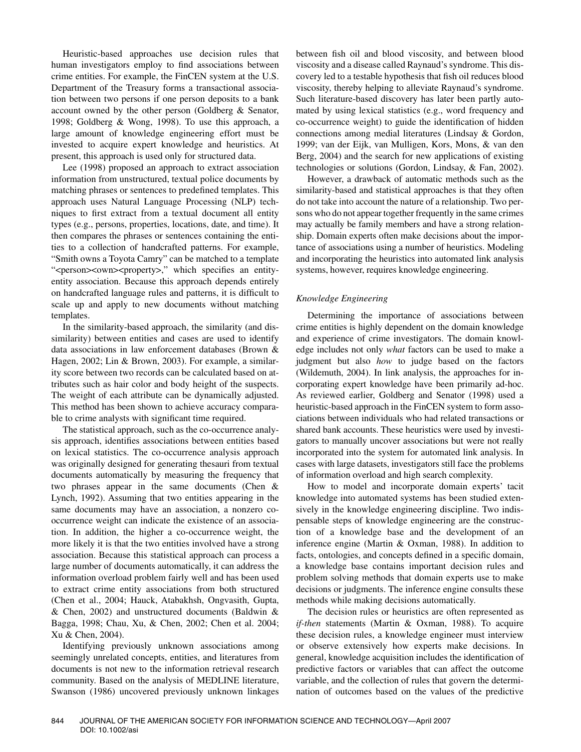Heuristic-based approaches use decision rules that human investigators employ to find associations between crime entities. For example, the FinCEN system at the U.S. Department of the Treasury forms a transactional association between two persons if one person deposits to a bank account owned by the other person (Goldberg & Senator, 1998; Goldberg & Wong, 1998). To use this approach, a large amount of knowledge engineering effort must be invested to acquire expert knowledge and heuristics. At present, this approach is used only for structured data.

Lee (1998) proposed an approach to extract association information from unstructured, textual police documents by matching phrases or sentences to predefined templates. This approach uses Natural Language Processing (NLP) techniques to first extract from a textual document all entity types (e.g., persons, properties, locations, date, and time). It then compares the phrases or sentences containing the entities to a collection of handcrafted patterns. For example, "Smith owns a Toyota Camry" can be matched to a template "<person><own><property>," which specifies an entity-entity association. Because this approach depends entirely on handcrafted language rules and patterns, it is difficult to scale up and apply to new documents without matching templates.

In the similarity-based approach, the similarity (and dissimilarity) between entities and cases are used to identify data associations in law enforcement databases (Brown & Hagen, 2002; Lin & Brown, 2003). For example, a similarity score between two records can be calculated based on attributes such as hair color and body height of the suspects. The weight of each attribute can be dynamically adjusted. This method has been shown to achieve accuracy comparable to crime analysts with significant time required.

The statistical approach, such as the co-occurrence analysis approach, identifies associations between entities based on lexical statistics. The co-occurrence analysis approach was originally designed for generating thesauri from textual documents automatically by measuring the frequency that two phrases appear in the same documents (Chen & Lynch, 1992). Assuming that two entities appearing in the same documents may have an association, a nonzero co-occurrence weight can indicate the existence of an association. In addition, the higher a co-occurrence weight, the more likely it is that the two entities involved have a strong association. Because this statistical approach can process a large number of documents automatically, it can address the information overload problem fairly well and has been used to extract crime entity associations from both structured (Chen et al., 2004; Hauck, Atabakhsh, Ongvasith, Gupta, & Chen, 2002) and unstructured documents (Baldwin & Bagga, 1998; Chau, Xu, & Chen, 2002; Chen et al. 2004; Xu & Chen, 2004).

Identifying previously unknown associations among seemingly unrelated concepts, entities, and literatures from documents is not new to the information retrieval research community. Based on the analysis of MEDLINE literature, Swanson (1986) uncovered previously unknown linkages between fish oil and blood viscosity, and between blood viscosity and a disease called Raynaud's syndrome. This discovery led to a testable hypothesis that fish oil reduces blood viscosity, thereby helping to alleviate Raynaud's syndrome. Such literature-based discovery has later been partly automated by using lexical statistics (e.g., word frequency and co-occurrence weight) to guide the identification of hidden connections among medial literatures (Lindsay & Gordon, 1999; van der Eijk, van Mulligen, Kors, Mons, & van den Berg, 2004) and the search for new applications of existing technologies or solutions (Gordon, Lindsay, & Fan, 2002).

However, a drawback of automatic methods such as the similarity-based and statistical approaches is that they often do not take into account the nature of a relationship. Two persons who do not appear together frequently in the same crimes may actually be family members and have a strong relationship. Domain experts often make decisions about the importance of associations using a number of heuristics. Modeling and incorporating the heuristics into automated link analysis systems, however, requires knowledge engineering.

### *Knowledge Engineering*

Determining the importance of associations between crime entities is highly dependent on the domain knowledge and experience of crime investigators. The domain knowledge includes not only *what* factors can be used to make a judgment but also *how* to judge based on the factors (Wildemuth, 2004). In link analysis, the approaches for incorporating expert knowledge have been primarily ad-hoc. As reviewed earlier, Goldberg and Senator (1998) used a heuristic-based approach in the FinCEN system to form associations between individuals who had related transactions or shared bank accounts. These heuristics were used by investigators to manually uncover associations but were not really incorporated into the system for automated link analysis. In cases with large datasets, investigators still face the problems of information overload and high search complexity.

How to model and incorporate domain experts' tacit knowledge into automated systems has been studied extensively in the knowledge engineering discipline. Two indispensable steps of knowledge engineering are the construction of a knowledge base and the development of an inference engine (Martin & Oxman, 1988). In addition to facts, ontologies, and concepts defined in a specific domain, a knowledge base contains important decision rules and problem solving methods that domain experts use to make decisions or judgments. The inference engine consults these methods while making decisions automatically.

The decision rules or heuristics are often represented as *if-then* statements (Martin & Oxman, 1988). To acquire these decision rules, a knowledge engineer must interview or observe extensively how experts make decisions. In general, knowledge acquisition includes the identification of predictive factors or variables that can affect the outcome variable, and the collection of rules that govern the determination of outcomes based on the values of the predictive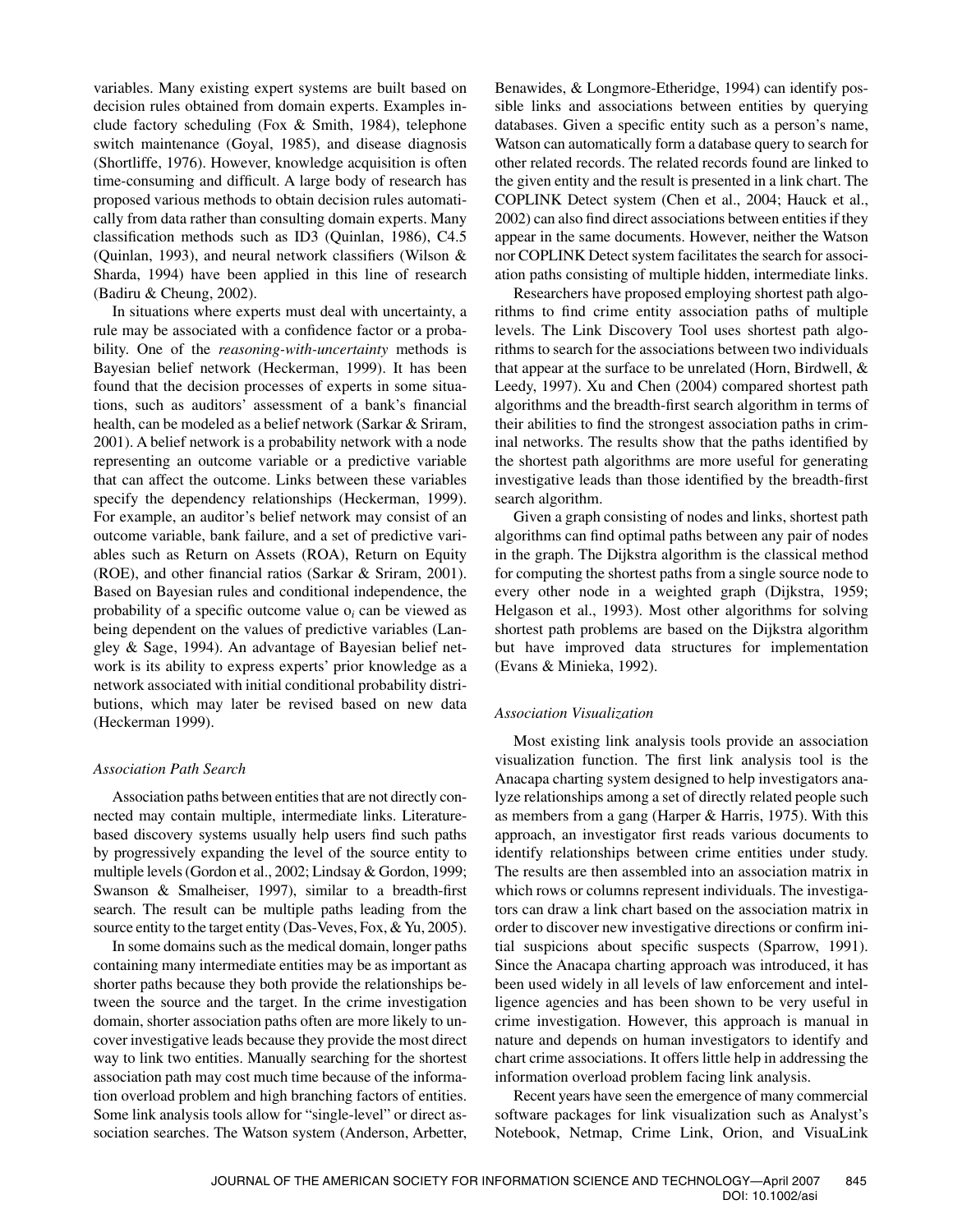variables. Many existing expert systems are built based on decision rules obtained from domain experts. Examples include factory scheduling (Fox & Smith, 1984), telephone switch maintenance (Goyal, 1985), and disease diagnosis (Shortliffe, 1976). However, knowledge acquisition is often time-consuming and difficult. A large body of research has proposed various methods to obtain decision rules automatically from data rather than consulting domain experts. Many classification methods such as ID3 (Quinlan, 1986), C4.5 (Quinlan, 1993), and neural network classifiers (Wilson & Sharda, 1994) have been applied in this line of research (Badiru & Cheung, 2002).

In situations where experts must deal with uncertainty, a rule may be associated with a confidence factor or a probability. One of the *reasoning-with-uncertainty* methods is Bayesian belief network (Heckerman, 1999). It has been found that the decision processes of experts in some situations, such as auditors' assessment of a bank's financial health, can be modeled as a belief network (Sarkar & Sriram, 2001). A belief network is a probability network with a node representing an outcome variable or a predictive variable that can affect the outcome. Links between these variables specify the dependency relationships (Heckerman, 1999). For example, an auditor's belief network may consist of an outcome variable, bank failure, and a set of predictive variables such as Return on Assets (ROA), Return on Equity (ROE), and other financial ratios (Sarkar & Sriram, 2001). Based on Bayesian rules and conditional independence, the probability of a specific outcome value $o_i$ can be viewed as being dependent on the values of predictive variables (Langley & Sage, 1994). An advantage of Bayesian belief network is its ability to express experts' prior knowledge as a network associated with initial conditional probability distributions, which may later be revised based on new data (Heckerman 1999).

### *Association Path Search*

Association paths between entities that are not directly connected may contain multiple, intermediate links. Literature-based discovery systems usually help users find such paths by progressively expanding the level of the source entity to multiple levels (Gordon et al., 2002; Lindsay & Gordon, 1999; Swanson & Smalheiser, 1997), similar to a breadth-first search. The result can be multiple paths leading from the source entity to the target entity (Das-Neves, Fox, & Yu, 2005).

In some domains such as the medical domain, longer paths containing many intermediate entities may be as important as shorter paths because they both provide the relationships between the source and the target. In the crime investigation domain, shorter association paths often are more likely to uncover investigative leads because they provide the most direct way to link two entities. Manually searching for the shortest association path may cost much time because of the information overload problem and high branching factors of entities. Some link analysis tools allow for "single-level" or direct association searches. The Watson system (Anderson, Arbetter, Benawides, & Longmore-Etheridge, 1994) can identify possible links and associations between entities by querying databases. Given a specific entity such as a person's name, Watson can automatically form a database query to search for other related records. The related records found are linked to the given entity and the result is presented in a link chart. The COPLINK Detect system (Chen et al., 2004; Hauck et al., 2002) can also find direct associations between entities if they appear in the same documents. However, neither the Watson nor COPLINK Detect system facilitates the search for association paths consisting of multiple hidden, intermediate links.

Researchers have proposed employing shortest path algorithms to find crime entity association paths of multiple levels. The Link Discovery Tool uses shortest path algorithms to search for the associations between two individuals that appear at the surface to be unrelated (Horn, Birdwell, & Leedy, 1997). Xu and Chen (2004) compared shortest path algorithms and the breadth-first search algorithm in terms of their abilities to find the strongest association paths in criminal networks. The results show that the paths identified by the shortest path algorithms are more useful for generating investigative leads than those identified by the breadth-first search algorithm.

Given a graph consisting of nodes and links, shortest path algorithms can find optimal paths between any pair of nodes in the graph. The Dijkstra algorithm is the classical method for computing the shortest paths from a single source node to every other node in a weighted graph (Dijkstra, 1959; Helgason et al., 1993). Most other algorithms for solving shortest path problems are based on the Dijkstra algorithm but have improved data structures for implementation (Evans & Minieka, 1992).

### *Association Visualization*

Most existing link analysis tools provide an association visualization function. The first link analysis tool is the Anacapa charting system designed to help investigators analyze relationships among a set of directly related people such as members from a gang (Harper & Harris, 1975). With this approach, an investigator first reads various documents to identify relationships between crime entities under study. The results are then assembled into an association matrix in which rows or columns represent individuals. The investigators can draw a link chart based on the association matrix in order to discover new investigative directions or confirm initial suspicions about specific suspects (Sparrow, 1991). Since the Anacapa charting approach was introduced, it has been used widely in all levels of law enforcement and intelligence agencies and has been shown to be very useful in crime investigation. However, this approach is manual in nature and depends on human investigators to identify and chart crime associations. It offers little help in addressing the information overload problem facing link analysis.

Recent years have seen the emergence of many commercial software packages for link visualization such as Analyst's Notebook, Netmap, Crime Link, Orion, and VisuaLink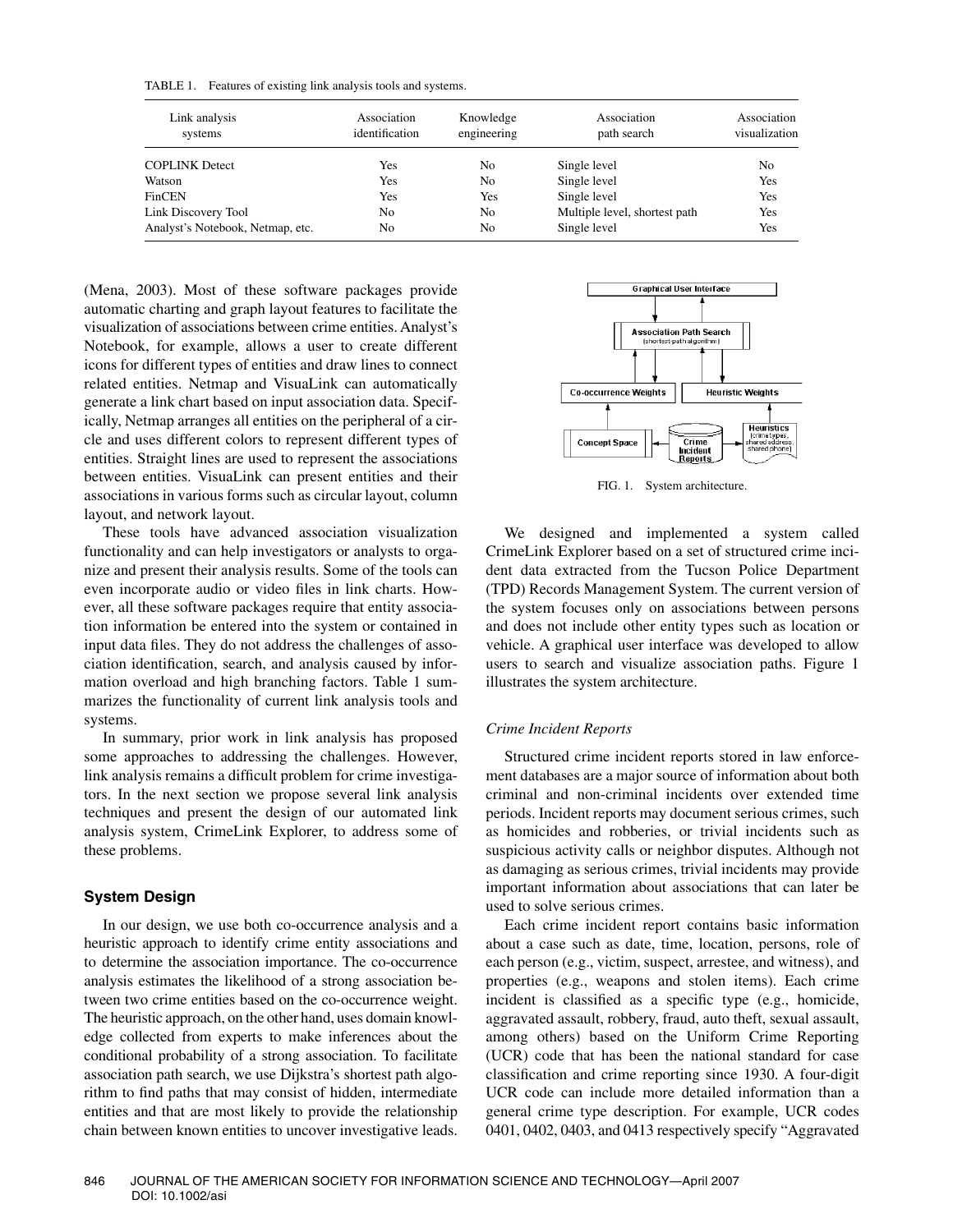TABLE 1. Features of existing link analysis tools and systems.

| Link analysis systems | Association identification | Knowledge engineering | Association path search | Association visualization |
|---|---|---|---|---|
| COPLINK Detect | Yes | No | Single level | No |
| Watson | Yes | No | Single level | Yes |
| FinCEN | Yes | Yes | Single level | Yes |
| Link Discovery Tool | No | No | Multiple level, shortest path | Yes |
| Analyst's Notebook, Netmap, etc. | No | No | Single level | Yes |

(Mena, 2003). Most of these software packages provide automatic charting and graph layout features to facilitate the visualization of associations between crime entities. Analyst's Notebook, for example, allows a user to create different icons for different types of entities and draw lines to connect related entities. Netmap and VisuaLink can automatically generate a link chart based on input association data. Specifically, Netmap arranges all entities on the peripheral of a circle and uses different colors to represent different types of entities. Straight lines are used to represent the associations between entities. VisuaLink can present entities and their associations in various forms such as circular layout, column layout, and network layout.

These tools have advanced association visualization functionality and can help investigators or analysts to organize and present their analysis results. Some of the tools can even incorporate audio or video files in link charts. However, all these software packages require that entity association information be entered into the system or contained in input data files. They do not address the challenges of association identification, search, and analysis caused by information overload and high branching factors. Table 1 summarizes the functionality of current link analysis tools and systems.

In summary, prior work in link analysis has proposed some approaches to addressing the challenges. However, link analysis remains a difficult problem for crime investigators. In the next section we propose several link analysis techniques and present the design of our automated link analysis system, CrimeLink Explorer, to address some of these problems.

## System Design

In our design, we use both co-occurrence analysis and a heuristic approach to identify crime entity associations and to determine the association importance. The co-occurrence analysis estimates the likelihood of a strong association between two crime entities based on the co-occurrence weight. The heuristic approach, on the other hand, uses domain knowledge collected from experts to make inferences about the conditional probability of a strong association. To facilitate association path search, we use Dijkstra's shortest path algorithm to find paths that may consist of hidden, intermediate entities and that are most likely to provide the relationship chain between known entities to uncover investigative leads.

Graphical User Interface

Association Path Search
(shortest-path algorithm)

Co-occurrence Weights

Heuristic Weights

Concept Space

Crime Incident Reports

Heuristics
(crime types, shared address, shared phone)

FIG. 1. System architecture.

We designed and implemented a system called CrimeLink Explorer based on a set of structured crime incident data extracted from the Tucson Police Department (TPD) Records Management System. The current version of the system focuses only on associations between persons and does not include other entity types such as location or vehicle. A graphical user interface was developed to allow users to search and visualize association paths. Figure 1 illustrates the system architecture.

### *Crime Incident Reports*

Structured crime incident reports stored in law enforcement databases are a major source of information about both criminal and non-criminal incidents over extended time periods. Incident reports may document serious crimes, such as homicides and robberies, or trivial incidents such as suspicious activity calls or neighbor disputes. Although not as damaging as serious crimes, trivial incidents may provide important information about associations that can later be used to solve serious crimes.

Each crime incident report contains basic information about a case such as date, time, location, persons, role of each person (e.g., victim, suspect, arrestee, and witness), and properties (e.g., weapons and stolen items). Each crime incident is classified as a specific type (e.g., homicide, aggravated assault, robbery, fraud, auto theft, sexual assault, among others) based on the Uniform Crime Reporting (UCR) code that has been the national standard for case classification and crime reporting since 1930. A four-digit UCR code can include more detailed information than a general crime type description. For example, UCR codes 0401, 0402, 0403, and 0413 respectively specify "Aggravated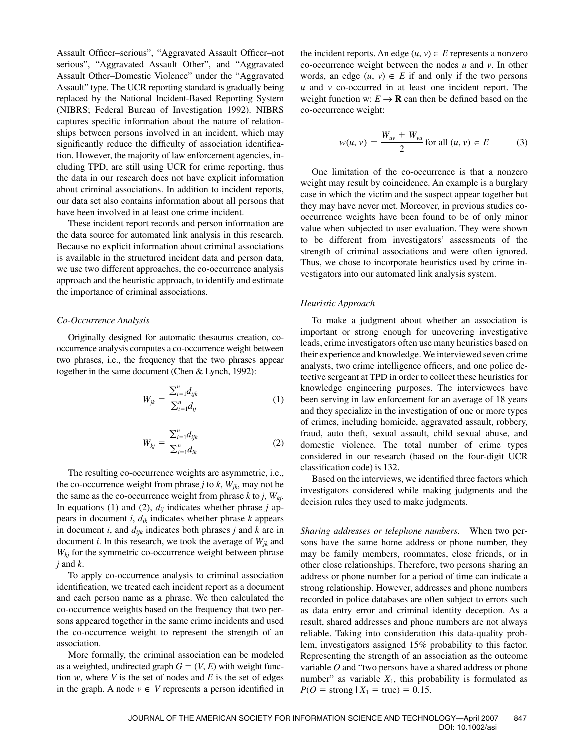Assault Officer–serious", "Aggravated Assault Officer–not serious", "Aggravated Assault Other", and "Aggravated Assault Other–Domestic Violence" under the "Aggravated Assault" type. The UCR reporting standard is gradually being replaced by the National Incident-Based Reporting System (NIBRS; Federal Bureau of Investigation 1992). NIBRS captures specific information about the nature of relationships between persons involved in an incident, which may significantly reduce the difficulty of association identification. However, the majority of law enforcement agencies, including TPD, are still using UCR for crime reporting, thus the data in our research does not have explicit information about criminal associations. In addition to incident reports, our data set also contains information about all persons that have been involved in at least one crime incident.

These incident report records and person information are the data source for automated link analysis in this research. Because no explicit information about criminal associations is available in the structured incident data and person data, we use two different approaches, the co-occurrence analysis approach and the heuristic approach, to identify and estimate the importance of criminal associations.

### *Co-Occurrence Analysis*

Originally designed for automatic thesaurus creation, co-occurrence analysis computes a co-occurrence weight between two phrases, i.e., the frequency that the two phrases appear together in the same document (Chen & Lynch, 1992):

$$W_{jk} = \frac{\sum_{i=1}^{n} d_{ijk}}{\sum_{i=1}^{n} d_{ij}} \tag{1}$$

$$W_{kj} = \frac{\sum_{i=1}^{n} d_{ijk}}{\sum_{i=1}^{n} d_{ik}} \tag{2}$$

The resulting co-occurrence weights are asymmetric, i.e., the co-occurrence weight from phrase $j$ to $k$, $W_{jk}$, may not be the same as the co-occurrence weight from phrase $k$ to $j$, $W_{kj}$. In equations (1) and (2), $d_{ij}$ indicates whether phrase $j$ appears in document $i$, $d_{ik}$ indicates whether phrase $k$ appears in document $i$, and $d_{ijk}$ indicates both phrases $j$ and $k$ are in document $i$. In this research, we took the average of $W_{jk}$ and $W_{kj}$ for the symmetric co-occurrence weight between phrase $j$ and $k$.

To apply co-occurrence analysis to criminal association identification, we treated each incident report as a document and each person name as a phrase. We then calculated the co-occurrence weights based on the frequency that two persons appeared together in the same crime incidents and used the co-occurrence weight to represent the strength of an association.

More formally, the criminal association can be modeled as a weighted, undirected graph $G = (V, E)$ with weight function $w$, where $V$ is the set of nodes and $E$ is the set of edges in the graph. A node $v \in V$ represents a person identified in the incident reports. An edge $(u, v) \in E$ represents a nonzero co-occurrence weight between the nodes $u$ and $v$. In other words, an edge $(u, v) \in E$ if and only if the two persons $u$ and $v$ co-occurred in at least one incident report. The weight function $w: E \rightarrow \mathbf{R}$ can then be defined based on the co-occurrence weight:

$$w(u, v) = \frac{W_{uv} + W_{vu}}{2} \text{ for all } (u, v) \in E \tag{3}$$

One limitation of the co-occurrence is that a nonzero weight may result by coincidence. An example is a burglary case in which the victim and the suspect appear together but they may have never met. Moreover, in previous studies co-occurrence weights have been found to be of only minor value when subjected to user evaluation. They were shown to be different from investigators' assessments of the strength of criminal associations and were often ignored. Thus, we chose to incorporate heuristics used by crime investigators into our automated link analysis system.

### *Heuristic Approach*

To make a judgment about whether an association is important or strong enough for uncovering investigative leads, crime investigators often use many heuristics based on their experience and knowledge. We interviewed seven crime analysts, two crime intelligence officers, and one police detective sergeant at TPD in order to collect these heuristics for knowledge engineering purposes. The interviewees have been serving in law enforcement for an average of 18 years and they specialize in the investigation of one or more types of crimes, including homicide, aggravated assault, robbery, fraud, auto theft, sexual assault, child sexual abuse, and domestic violence. The total number of crime types considered in our research (based on the four-digit UCR classification code) is 132.

Based on the interviews, we identified three factors which investigators considered while making judgments and the decision rules they used to make judgments.

*Sharing addresses or telephone numbers.* When two persons have the same home address or phone number, they may be family members, roommates, close friends, or in other close relationships. Therefore, two persons sharing an address or phone number for a period of time can indicate a strong relationship. However, addresses and phone numbers recorded in police databases are often subject to errors such as data entry error and criminal identity deception. As a result, shared addresses and phone numbers are not always reliable. Taking into consideration this data-quality problem, investigators assigned 15% probability to this factor. Representing the strength of an association as the outcome variable $O$ and "two persons have a shared address or phone number" as variable $X_1$, this probability is formulated as $P(O = \text{strong} \mid X_1 = \text{true}) = 0.15$.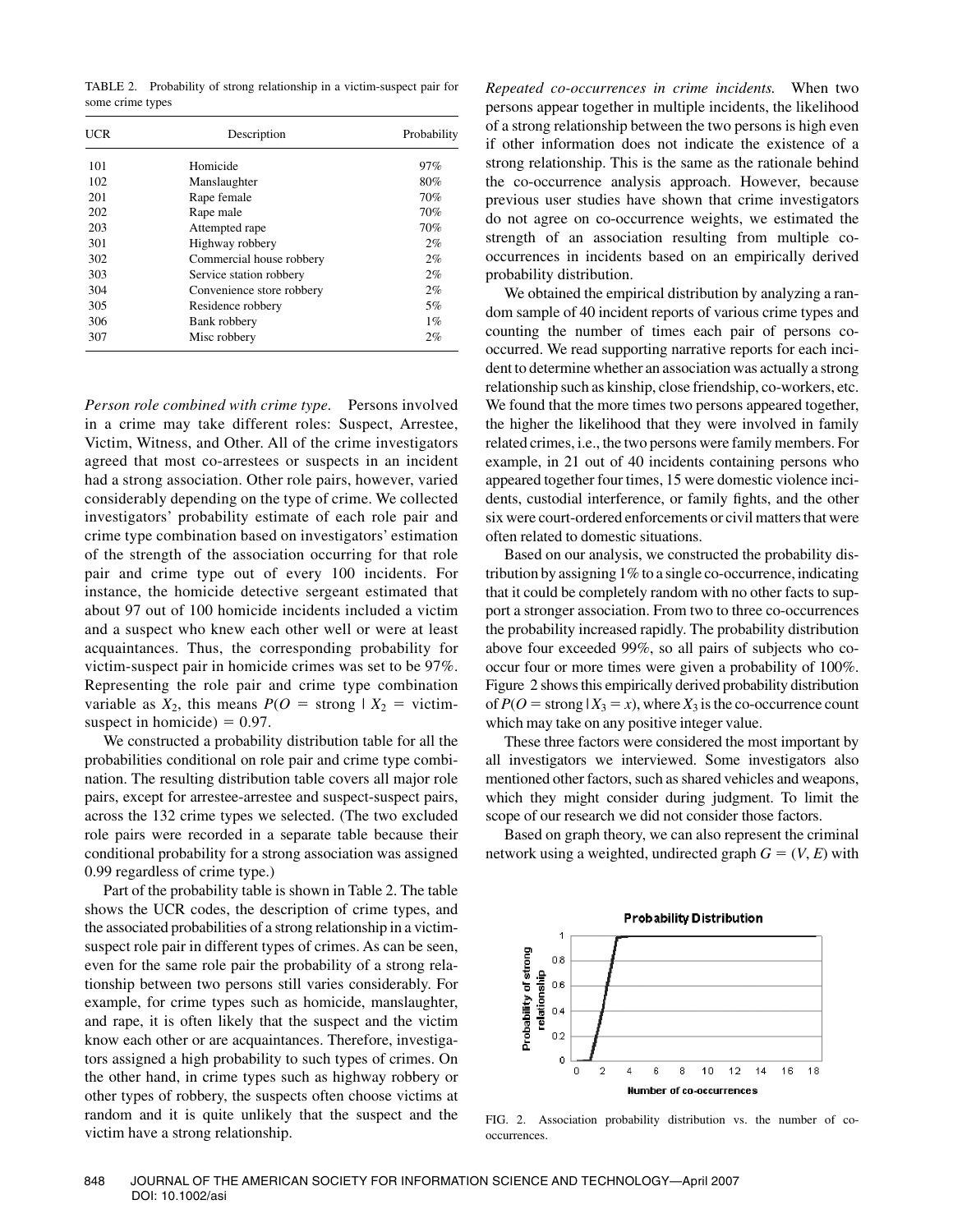TABLE 2. Probability of strong relationship in a victim-suspect pair for some crime types

| UCR | Description | Probability |
|---|---|---|
| 101 | Homicide | 97% |
| 102 | Manslaughter | 80% |
| 201 | Rape female | 70% |
| 202 | Rape male | 70% |
| 203 | Attempted rape | 70% |
| 301 | Highway robbery | 2% |
| 302 | Commercial house robbery | 2% |
| 303 | Service station robbery | 2% |
| 304 | Convenience store robbery | 2% |
| 305 | Residence robbery | 5% |
| 306 | Bank robbery | 1% |
| 307 | Misc robbery | 2% |

*Person role combined with crime type.* Persons involved in a crime may take different roles: Suspect, Arrestee, Victim, Witness, and Other. All of the crime investigators agreed that most co-arrestees or suspects in an incident had a strong association. Other role pairs, however, varied considerably depending on the type of crime. We collected investigators' probability estimate of each role pair and crime type combination based on investigators' estimation of the strength of the association occurring for that role pair and crime type out of every 100 incidents. For instance, the homicide detective sergeant estimated that about 97 out of 100 homicide incidents included a victim and a suspect who knew each other well or were at least acquaintances. Thus, the corresponding probability for victim-suspect pair in homicide crimes was set to be 97%. Representing the role pair and crime type combination variable as $X_2$, this means $P(O = \text{strong} \mid X_2 = \text{victim-suspect in homicide}) = 0.97$.

We constructed a probability distribution table for all the probabilities conditional on role pair and crime type combination. The resulting distribution table covers all major role pairs, except for arrestee-arrestee and suspect-suspect pairs, across the 132 crime types we selected. (The two excluded role pairs were recorded in a separate table because their conditional probability for a strong association was assigned 0.99 regardless of crime type.)

Part of the probability table is shown in Table 2. The table shows the UCR codes, the description of crime types, and the associated probabilities of a strong relationship in a victim-suspect role pair in different types of crimes. As can be seen, even for the same role pair the probability of a strong relationship between two persons still varies considerably. For example, for crime types such as homicide, manslaughter, and rape, it is often likely that the suspect and the victim know each other or are acquaintances. Therefore, investigators assigned a high probability to such types of crimes. On the other hand, in crime types such as highway robbery or other types of robbery, the suspects often choose victims at random and it is quite unlikely that the suspect and the victim have a strong relationship.

*Repeated co-occurrences in crime incidents.* When two persons appear together in multiple incidents, the likelihood of a strong relationship between the two persons is high even if other information does not indicate the existence of a strong relationship. This is the same as the rationale behind the co-occurrence analysis approach. However, because previous user studies have shown that crime investigators do not agree on co-occurrence weights, we estimated the strength of an association resulting from multiple co-occurrences in incidents based on an empirically derived probability distribution.

We obtained the empirical distribution by analyzing a random sample of 40 incident reports of various crime types and counting the number of times each pair of persons co-occurred. We read supporting narrative reports for each incident to determine whether an association was actually a strong relationship such as kinship, close friendship, co-workers, etc. We found that the more times two persons appeared together, the higher the likelihood that they were involved in family related crimes, i.e., the two persons were family members. For example, in 21 out of 40 incidents containing persons who appeared together four times, 15 were domestic violence incidents, custodial interference, or family fights, and the other six were court-ordered enforcements or civil matters that were often related to domestic situations.

Based on our analysis, we constructed the probability distribution by assigning 1% to a single co-occurrence, indicating that it could be completely random with no other facts to support a stronger association. From two to three co-occurrences the probability increased rapidly. The probability distribution above four exceeded 99%, so all pairs of subjects who co-occur four or more times were given a probability of 100%. Figure 2 shows this empirically derived probability distribution of $P(O = \text{strong} \mid X_3 = x)$, where $X_3$ is the co-occurrence count which may take on any positive integer value.

These three factors were considered the most important by all investigators we interviewed. Some investigators also mentioned other factors, such as shared vehicles and weapons, which they might consider during judgment. To limit the scope of our research we did not consider those factors.

Based on graph theory, we can also represent the criminal network using a weighted, undirected graph $G = (V, E)$ with

Probability Distribution

Probability of strong relationship

1
0.8
0.6
0.4
0.2
0

0 2 4 6 8 10 12 14 16 18

Number of co-occurrences

FIG. 2. Association probability distribution vs. the number of co-occurrences.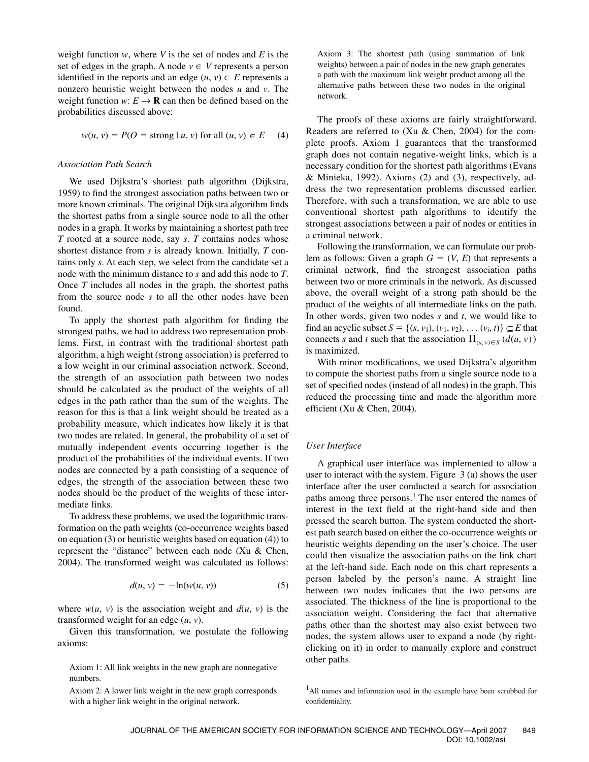weight function $w$, where $V$ is the set of nodes and $E$ is the set of edges in the graph. A node $v \in V$ represents a person identified in the reports and an edge $(u, v) \in E$ represents a nonzero heuristic weight between the nodes $u$ and $v$. The weight function $w: E \rightarrow \mathbf{R}$ can then be defined based on the probabilities discussed above:

$$w(u, v) = P(O = \text{strong} \mid u, v) \text{ for all } (u, v) \in E \quad (4)$$

### *Association Path Search*

We used Dijkstra's shortest path algorithm (Dijkstra, 1959) to find the strongest association paths between two or more known criminals. The original Dijkstra algorithm finds the shortest paths from a single source node to all the other nodes in a graph. It works by maintaining a shortest path tree $T$ rooted at a source node, say $s$. $T$ contains nodes whose shortest distance from $s$ is already known. Initially, $T$ contains only $s$. At each step, we select from the candidate set a node with the minimum distance to $s$ and add this node to $T$. Once $T$ includes all nodes in the graph, the shortest paths from the source node $s$ to all the other nodes have been found.

To apply the shortest path algorithm for finding the strongest paths, we had to address two representation problems. First, in contrast with the traditional shortest path algorithm, a high weight (strong association) is preferred to a low weight in our criminal association network. Second, the strength of an association path between two nodes should be calculated as the product of the weights of all edges in the path rather than the sum of the weights. The reason for this is that a link weight should be treated as a probability measure, which indicates how likely it is that two nodes are related. In general, the probability of a set of mutually independent events occurring together is the product of the probabilities of the individual events. If two nodes are connected by a path consisting of a sequence of edges, the strength of the association between these two nodes should be the product of the weights of these intermediate links.

To address these problems, we used the logarithmic transformation on the path weights (co-occurrence weights based on equation (3) or heuristic weights based on equation (4)) to represent the "distance" between each node (Xu & Chen, 2004). The transformed weight was calculated as follows:

$$d(u, v) = -\ln(w(u, v)) \quad (5)$$

where $w(u, v)$ is the association weight and $d(u, v)$ is the transformed weight for an edge $(u, v)$.

Given this transformation, we postulate the following axioms:

> Axiom 1: All link weights in the new graph are nonnegative numbers.
>
> Axiom 2: A lower link weight in the new graph corresponds with a higher link weight in the original network.
>
> Axiom 3: The shortest path (using summation of link weights) between a pair of nodes in the new graph generates a path with the maximum link weight product among all the alternative paths between these two nodes in the original network.

The proofs of these axioms are fairly straightforward. Readers are referred to (Xu & Chen, 2004) for the complete proofs. Axiom 1 guarantees that the transformed graph does not contain negative-weight links, which is a necessary condition for the shortest path algorithms (Evans & Minieka, 1992). Axioms (2) and (3), respectively, address the two representation problems discussed earlier. Therefore, with such a transformation, we are able to use conventional shortest path algorithms to identify the strongest associations between a pair of nodes or entities in a criminal network.

Following the transformation, we can formulate our problem as follows: Given a graph $G = (V, E)$ that represents a criminal network, find the strongest association paths between two or more criminals in the network. As discussed above, the overall weight of a strong path should be the product of the weights of all intermediate links on the path. In other words, given two nodes $s$ and $t$, we would like to find an acyclic subset $S = \{(s, v_1), (v_1, v_2), \ldots (v_i, t)\} \subseteq E$ that connects $s$ and $t$ such that the association $\Pi_{(u,v)\in S}(d(u, v))$ is maximized.

With minor modifications, we used Dijkstra's algorithm to compute the shortest paths from a single source node to a set of specified nodes (instead of all nodes) in the graph. This reduced the processing time and made the algorithm more efficient (Xu & Chen, 2004).

### *User Interface*

A graphical user interface was implemented to allow a user to interact with the system. Figure 3 (a) shows the user interface after the user conducted a search for association paths among three persons.[1] The user entered the names of interest in the text field at the right-hand side and then pressed the search button. The system conducted the shortest path search based on either the co-occurrence weights or heuristic weights depending on the user's choice. The user could then visualize the association paths on the link chart at the left-hand side. Each node on this chart represents a person labeled by the person's name. A straight line between two nodes indicates that the two persons are associated. The thickness of the line is proportional to the association weight. Considering the fact that alternative paths other than the shortest may also exist between two nodes, the system allows user to expand a node (by right-clicking on it) in order to manually explore and construct other paths.

[1] All names and information used in the example have been scrubbed for confidentiality.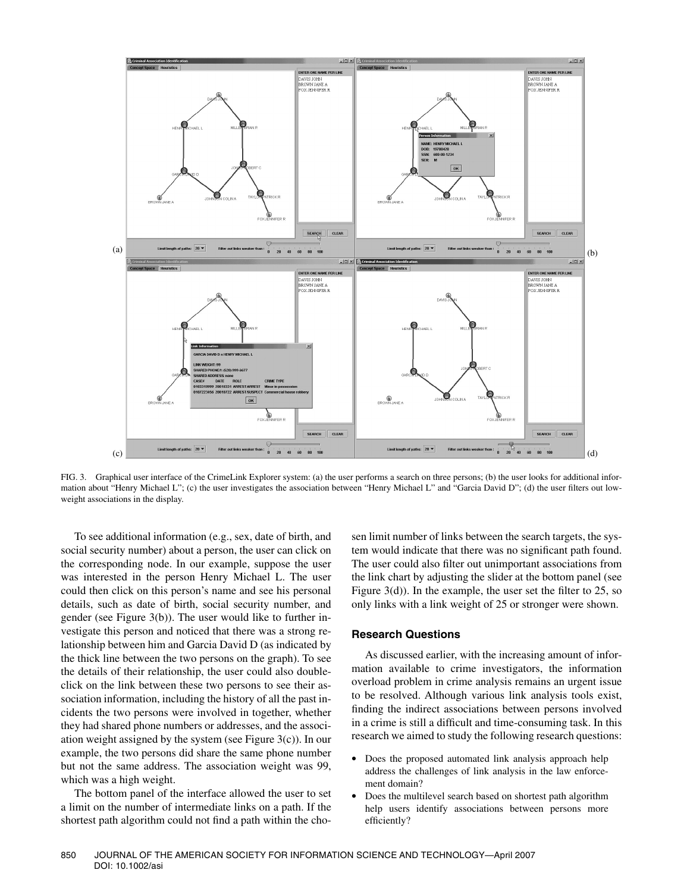FIG. 3. Graphical user interface of the CrimeLink Explorer system: (a) the user performs a search on three persons; (b) the user looks for additional information about "Henry Michael L"; (c) the user investigates the association between "Henry Michael L" and "Garcia David D"; (d) the user filters out low-weight associations in the display.

To see additional information (e.g., sex, date of birth, and social security number) about a person, the user can click on the corresponding node. In our example, suppose the user was interested in the person Henry Michael L. The user could then click on this person's name and see his personal details, such as date of birth, social security number, and gender (see Figure 3(b)). The user would like to further investigate this person and noticed that there was a strong relationship between him and Garcia David D (as indicated by the thick line between the two persons on the graph). To see the details of their relationship, the user could also double-click on the link between these two persons to see their association information, including the history of all the past incidents the two persons were involved in together, whether they had shared phone numbers or addresses, and the association weight assigned by the system (see Figure 3(c)). In our example, the two persons did share the same phone number but not the same address. The association weight was 99, which was a high weight.

The bottom panel of the interface allowed the user to set a limit on the number of intermediate links on a path. If the shortest path algorithm could not find a path within the chosen limit number of links between the search targets, the system would indicate that there was no significant path found. The user could also filter out unimportant associations from the link chart by adjusting the slider at the bottom panel (see Figure 3(d)). In the example, the user set the filter to 25, so only links with a link weight of 25 or stronger were shown.

### Research Questions

As discussed earlier, with the increasing amount of information available to crime investigators, the information overload problem in crime analysis remains an urgent issue to be resolved. Although various link analysis tools exist, finding the indirect associations between persons involved in a crime is still a difficult and time-consuming task. In this research we aimed to study the following research questions:

- Does the proposed automated link analysis approach help address the challenges of link analysis in the law enforcement domain?
- Does the multilevel search based on shortest path algorithm help users identify associations between persons more efficiently?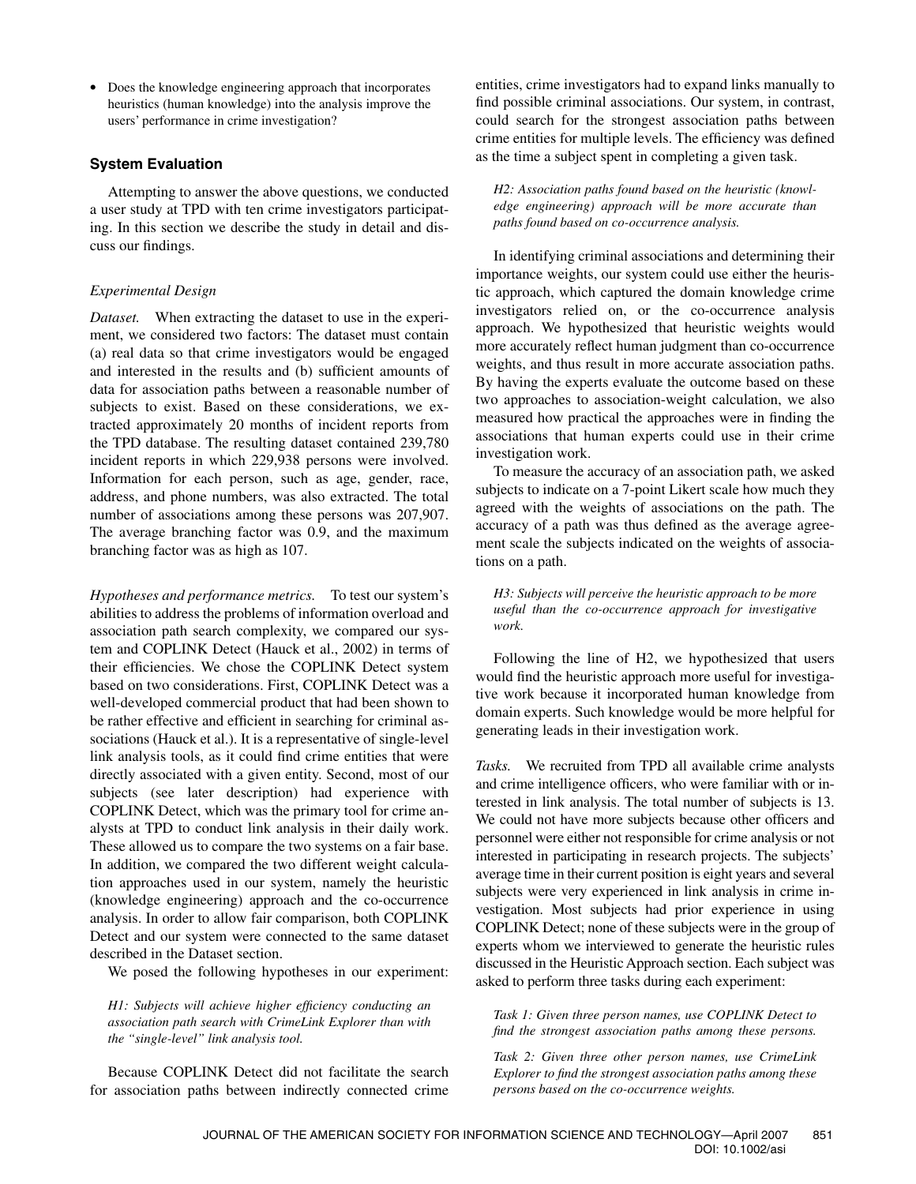- Does the knowledge engineering approach that incorporates heuristics (human knowledge) into the analysis improve the users' performance in crime investigation?

## System Evaluation

Attempting to answer the above questions, we conducted a user study at TPD with ten crime investigators participating. In this section we describe the study in detail and discuss our findings.

### *Experimental Design*

*Dataset.* When extracting the dataset to use in the experiment, we considered two factors: The dataset must contain (a) real data so that crime investigators would be engaged and interested in the results and (b) sufficient amounts of data for association paths between a reasonable number of subjects to exist. Based on these considerations, we extracted approximately 20 months of incident reports from the TPD database. The resulting dataset contained 239,780 incident reports in which 229,938 persons were involved. Information for each person, such as age, gender, race, address, and phone numbers, was also extracted. The total number of associations among these persons was 207,907. The average branching factor was 0.9, and the maximum branching factor was as high as 107.

*Hypotheses and performance metrics.* To test our system's abilities to address the problems of information overload and association path search complexity, we compared our system and COPLINK Detect (Hauck et al., 2002) in terms of their efficiencies. We chose the COPLINK Detect system based on two considerations. First, COPLINK Detect was a well-developed commercial product that had been shown to be rather effective and efficient in searching for criminal associations (Hauck et al.). It is a representative of single-level link analysis tools, as it could find crime entities that were directly associated with a given entity. Second, most of our subjects (see later description) had experience with COPLINK Detect, which was the primary tool for crime analysts at TPD to conduct link analysis in their daily work. These allowed us to compare the two systems on a fair base. In addition, we compared the two different weight calculation approaches used in our system, namely the heuristic (knowledge engineering) approach and the co-occurrence analysis. In order to allow fair comparison, both COPLINK Detect and our system were connected to the same dataset described in the Dataset section.

We posed the following hypotheses in our experiment:

*H1: Subjects will achieve higher efficiency conducting an association path search with CrimeLink Explorer than with the "single-level" link analysis tool.*

Because COPLINK Detect did not facilitate the search for association paths between indirectly connected crime entities, crime investigators had to expand links manually to find possible criminal associations. Our system, in contrast, could search for the strongest association paths between crime entities for multiple levels. The efficiency was defined as the time a subject spent in completing a given task.

*H2: Association paths found based on the heuristic (knowledge engineering) approach will be more accurate than paths found based on co-occurrence analysis.*

In identifying criminal associations and determining their importance weights, our system could use either the heuristic approach, which captured the domain knowledge crime investigators relied on, or the co-occurrence analysis approach. We hypothesized that heuristic weights would more accurately reflect human judgment than co-occurrence weights, and thus result in more accurate association paths. By having the experts evaluate the outcome based on these two approaches to association-weight calculation, we also measured how practical the approaches were in finding the associations that human experts could use in their crime investigation work.

To measure the accuracy of an association path, we asked subjects to indicate on a 7-point Likert scale how much they agreed with the weights of associations on the path. The accuracy of a path was thus defined as the average agreement scale the subjects indicated on the weights of associations on a path.

*H3: Subjects will perceive the heuristic approach to be more useful than the co-occurrence approach for investigative work.*

Following the line of H2, we hypothesized that users would find the heuristic approach more useful for investigative work because it incorporated human knowledge from domain experts. Such knowledge would be more helpful for generating leads in their investigation work.

*Tasks.* We recruited from TPD all available crime analysts and crime intelligence officers, who were familiar with or interested in link analysis. The total number of subjects is 13. We could not have more subjects because other officers and personnel were either not responsible for crime analysis or not interested in participating in research projects. The subjects' average time in their current position is eight years and several subjects were very experienced in link analysis in crime investigation. Most subjects had prior experience in using COPLINK Detect; none of these subjects were in the group of experts whom we interviewed to generate the heuristic rules discussed in the Heuristic Approach section. Each subject was asked to perform three tasks during each experiment:

*Task 1: Given three person names, use COPLINK Detect to find the strongest association paths among these persons.*

*Task 2: Given three other person names, use CrimeLink Explorer to find the strongest association paths among these persons based on the co-occurrence weights.*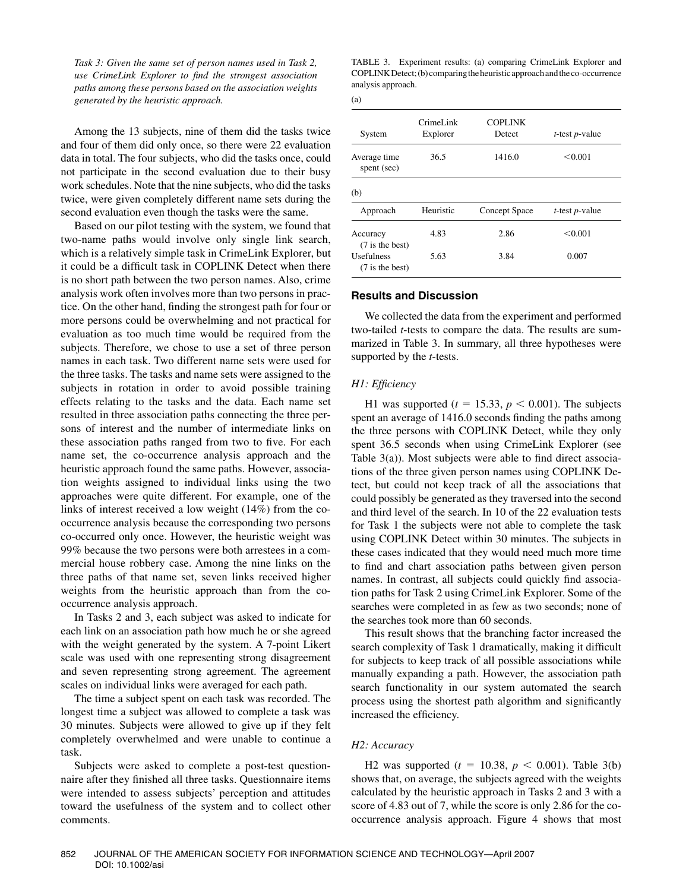*Task 3: Given the same set of person names used in Task 2, use CrimeLink Explorer to find the strongest association paths among these persons based on the association weights generated by the heuristic approach.*

Among the 13 subjects, nine of them did the tasks twice and four of them did only once, so there were 22 evaluation data in total. The four subjects, who did the tasks once, could not participate in the second evaluation due to their busy work schedules. Note that the nine subjects, who did the tasks twice, were given completely different name sets during the second evaluation even though the tasks were the same.

Based on our pilot testing with the system, we found that two-name paths would involve only single link search, which is a relatively simple task in CrimeLink Explorer, but it could be a difficult task in COPLINK Detect when there is no short path between the two person names. Also, crime analysis work often involves more than two persons in practice. On the other hand, finding the strongest path for four or more persons could be overwhelming and not practical for evaluation as too much time would be required from the subjects. Therefore, we chose to use a set of three person names in each task. Two different name sets were used for the three tasks. The tasks and name sets were assigned to the subjects in rotation in order to avoid possible training effects relating to the tasks and the data. Each name set resulted in three association paths connecting the three persons of interest and the number of intermediate links on these association paths ranged from two to five. For each name set, the co-occurrence analysis approach and the heuristic approach found the same paths. However, association weights assigned to individual links using the two approaches were quite different. For example, one of the links of interest received a low weight (14%) from the co-occurrence analysis because the corresponding two persons co-occurred only once. However, the heuristic weight was 99% because the two persons were both arrestees in a commercial house robbery case. Among the nine links on the three paths of that name set, seven links received higher weights from the heuristic approach than from the co-occurrence analysis approach.

In Tasks 2 and 3, each subject was asked to indicate for each link on an association path how much he or she agreed with the weight generated by the system. A 7-point Likert scale was used with one representing strong disagreement and seven representing strong agreement. The agreement scales on individual links were averaged for each path.

The time a subject spent on each task was recorded. The longest time a subject was allowed to complete a task was 30 minutes. Subjects were allowed to give up if they felt completely overwhelmed and were unable to continue a task.

Subjects were asked to complete a post-test questionnaire after they finished all three tasks. Questionnaire items were intended to assess subjects' perception and attitudes toward the usefulness of the system and to collect other comments.

TABLE 3. Experiment results: (a) comparing CrimeLink Explorer and COPLINK Detect; (b) comparing the heuristic approach and the co-occurrence analysis approach.

(a)

| System | CrimeLink Explorer | COPLINK Detect | *t*-test *p*-value |
|---|---|---|---|
| Average time spent (sec) | 36.5 | 1416.0 | <0.001 |

(b)

| Approach | Heuristic | Concept Space | *t*-test *p*-value |
|---|---|---|---|
| Accuracy (7 is the best) | 4.83 | 2.86 | <0.001 |
| Usefulness (7 is the best) | 5.63 | 3.84 | 0.007 |

### Results and Discussion

We collected the data from the experiment and performed two-tailed *t*-tests to compare the data. The results are summarized in Table 3. In summary, all three hypotheses were supported by the *t*-tests.

#### *H1: Efficiency*

H1 was supported ($t = 15.33$, $p < 0.001$). The subjects spent an average of 1416.0 seconds finding the paths among the three persons with COPLINK Detect, while they only spent 36.5 seconds when using CrimeLink Explorer (see Table 3(a)). Most subjects were able to find direct associations of the three given person names using COPLINK Detect, but could not keep track of all the associations that could possibly be generated as they traversed into the second and third level of the search. In 10 of the 22 evaluation tests for Task 1 the subjects were not able to complete the task using COPLINK Detect within 30 minutes. The subjects in these cases indicated that they would need much more time to find and chart association paths between given person names. In contrast, all subjects could quickly find association paths for Task 2 using CrimeLink Explorer. Some of the searches were completed in as few as two seconds; none of the searches took more than 60 seconds.

This result shows that the branching factor increased the search complexity of Task 1 dramatically, making it difficult for subjects to keep track of all possible associations while manually expanding a path. However, the association path search functionality in our system automated the search process using the shortest path algorithm and significantly increased the efficiency.

#### *H2: Accuracy*

H2 was supported ($t = 10.38$, $p < 0.001$). Table 3(b) shows that, on average, the subjects agreed with the weights calculated by the heuristic approach in Tasks 2 and 3 with a score of 4.83 out of 7, while the score is only 2.86 for the co-occurrence analysis approach. Figure 4 shows that most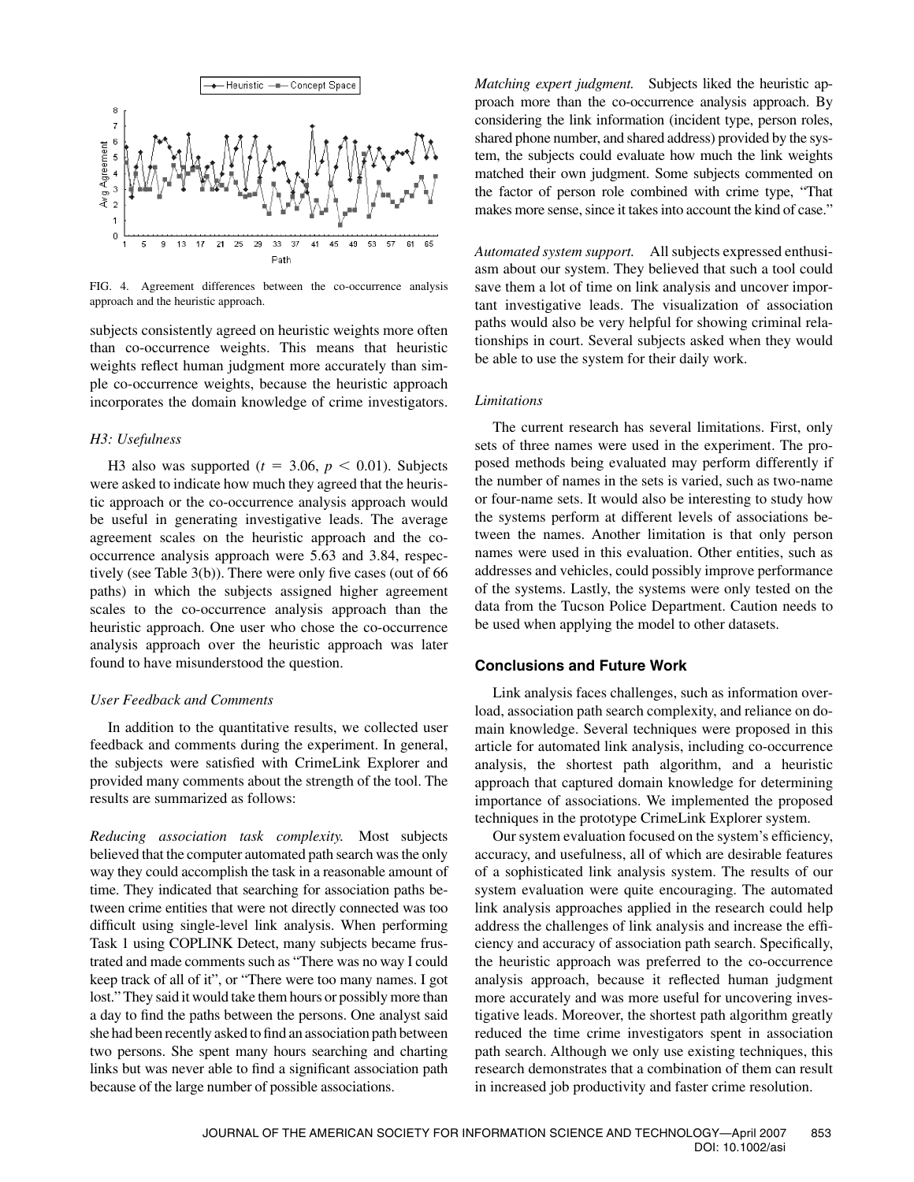Heuristic    Concept Space

8
7
6
5
4
3
2
1
0

Avg Agreement

1 5 9 13 17 21 25 29 33 37 41 45 49 53 57 61 65

Path

FIG. 4. Agreement differences between the co-occurrence analysis approach and the heuristic approach.

subjects consistently agreed on heuristic weights more often than co-occurrence weights. This means that heuristic weights reflect human judgment more accurately than simple co-occurrence weights, because the heuristic approach incorporates the domain knowledge of crime investigators.

### *H3: Usefulness*

H3 also was supported ($t = 3.06$, $p < 0.01$). Subjects were asked to indicate how much they agreed that the heuristic approach or the co-occurrence analysis approach would be useful in generating investigative leads. The average agreement scales on the heuristic approach and the co-occurrence analysis approach were 5.63 and 3.84, respectively (see Table 3(b)). There were only five cases (out of 66 paths) in which the subjects assigned higher agreement scales to the co-occurrence analysis approach than the heuristic approach. One user who chose the co-occurrence analysis approach over the heuristic approach was later found to have misunderstood the question.

### *User Feedback and Comments*

In addition to the quantitative results, we collected user feedback and comments during the experiment. In general, the subjects were satisfied with CrimeLink Explorer and provided many comments about the strength of the tool. The results are summarized as follows:

*Reducing association task complexity.* Most subjects believed that the computer automated path search was the only way they could accomplish the task in a reasonable amount of time. They indicated that searching for association paths between crime entities that were not directly connected was too difficult using single-level link analysis. When performing Task 1 using COPLINK Detect, many subjects became frustrated and made comments such as "There was no way I could keep track of all of it", or "There were too many names. I got lost." They said it would take them hours or possibly more than a day to find the paths between the persons. One analyst said she had been recently asked to find an association path between two persons. She spent many hours searching and charting links but was never able to find a significant association path because of the large number of possible associations.

*Matching expert judgment.* Subjects liked the heuristic approach more than the co-occurrence analysis approach. By considering the link information (incident type, person roles, shared phone number, and shared address) provided by the system, the subjects could evaluate how much the link weights matched their own judgment. Some subjects commented on the factor of person role combined with crime type, "That makes more sense, since it takes into account the kind of case."

*Automated system support.* All subjects expressed enthusiasm about our system. They believed that such a tool could save them a lot of time on link analysis and uncover important investigative leads. The visualization of association paths would also be very helpful for showing criminal relationships in court. Several subjects asked when they would be able to use the system for their daily work.

### *Limitations*

The current research has several limitations. First, only sets of three names were used in the experiment. The proposed methods being evaluated may perform differently if the number of names in the sets is varied, such as two-name or four-name sets. It would also be interesting to study how the systems perform at different levels of associations between the names. Another limitation is that only person names were used in this evaluation. Other entities, such as addresses and vehicles, could possibly improve performance of the systems. Lastly, the systems were only tested on the data from the Tucson Police Department. Caution needs to be used when applying the model to other datasets.

## **Conclusions and Future Work**

Link analysis faces challenges, such as information overload, association path search complexity, and reliance on domain knowledge. Several techniques were proposed in this article for automated link analysis, including co-occurrence analysis, the shortest path algorithm, and a heuristic approach that captured domain knowledge for determining importance of associations. We implemented the proposed techniques in the prototype CrimeLink Explorer system.

Our system evaluation focused on the system's efficiency, accuracy, and usefulness, all of which are desirable features of a sophisticated link analysis system. The results of our system evaluation were quite encouraging. The automated link analysis approaches applied in the research could help address the challenges of link analysis and increase the efficiency and accuracy of association path search. Specifically, the heuristic approach was preferred to the co-occurrence analysis approach, because it reflected human judgment more accurately and was more useful for uncovering investigative leads. Moreover, the shortest path algorithm greatly reduced the time crime investigators spent in association path search. Although we only use existing techniques, this research demonstrates that a combination of them can result in increased job productivity and faster crime resolution.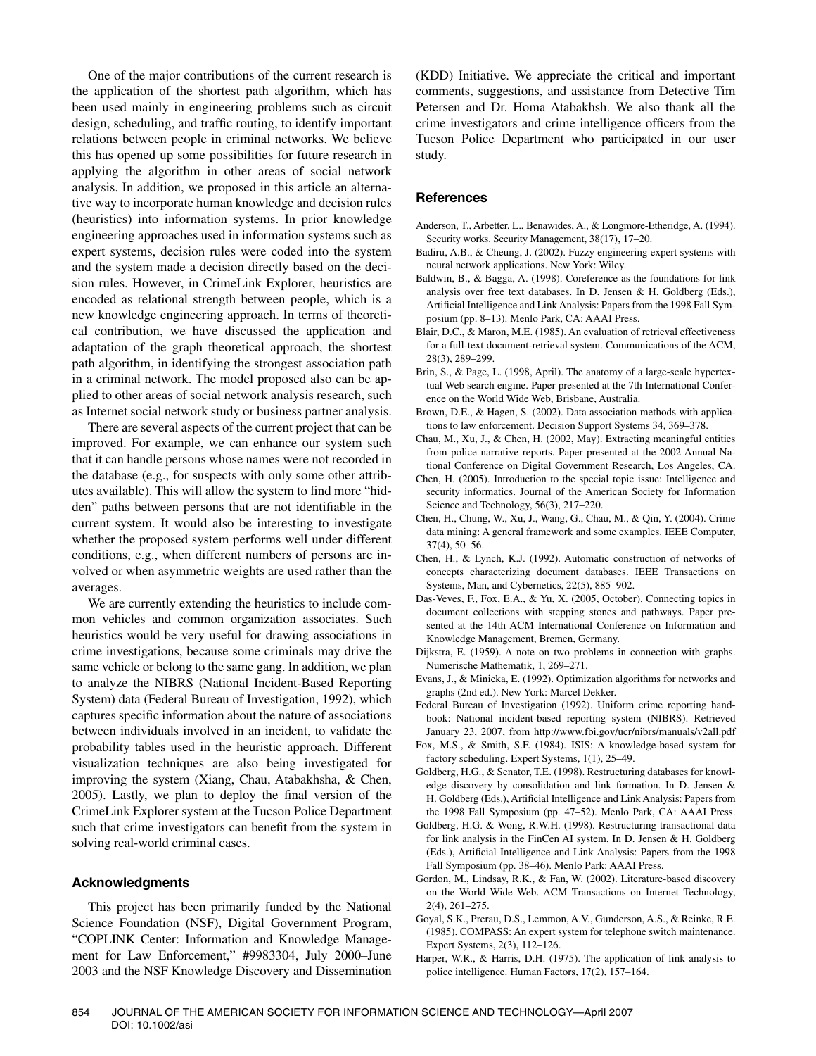One of the major contributions of the current research is the application of the shortest path algorithm, which has been used mainly in engineering problems such as circuit design, scheduling, and traffic routing, to identify important relations between people in criminal networks. We believe this has opened up some possibilities for future research in applying the algorithm in other areas of social network analysis. In addition, we proposed in this article an alternative way to incorporate human knowledge and decision rules (heuristics) into information systems. In prior knowledge engineering approaches used in information systems such as expert systems, decision rules were coded into the system and the system made a decision directly based on the decision rules. However, in CrimeLink Explorer, heuristics are encoded as relational strength between people, which is a new knowledge engineering approach. In terms of theoretical contribution, we have discussed the application and adaptation of the graph theoretical approach, the shortest path algorithm, in identifying the strongest association path in a criminal network. The model proposed also can be applied to other areas of social network analysis research, such as Internet social network study or business partner analysis.

There are several aspects of the current project that can be improved. For example, we can enhance our system such that it can handle persons whose names were not recorded in the database (e.g., for suspects with only some other attributes available). This will allow the system to find more "hidden" paths between persons that are not identifiable in the current system. It would also be interesting to investigate whether the proposed system performs well under different conditions, e.g., when different numbers of persons are involved or when asymmetric weights are used rather than the averages.

We are currently extending the heuristics to include common vehicles and common organization associates. Such heuristics would be very useful for drawing associations in crime investigations, because some criminals may drive the same vehicle or belong to the same gang. In addition, we plan to analyze the NIBRS (National Incident-Based Reporting System) data (Federal Bureau of Investigation, 1992), which captures specific information about the nature of associations between individuals involved in an incident, to validate the probability tables used in the heuristic approach. Different visualization techniques are also being investigated for improving the system (Xiang, Chau, Atabakhsha, & Chen, 2005). Lastly, we plan to deploy the final version of the CrimeLink Explorer system at the Tucson Police Department such that crime investigators can benefit from the system in solving real-world criminal cases.

## Acknowledgments

This project has been primarily funded by the National Science Foundation (NSF), Digital Government Program, "COPLINK Center: Information and Knowledge Management for Law Enforcement," #9983304, July 2000–June 2003 and the NSF Knowledge Discovery and Dissemination (KDD) Initiative. We appreciate the critical and important comments, suggestions, and assistance from Detective Tim Petersen and Dr. Homa Atabakhsh. We also thank all the crime investigators and crime intelligence officers from the Tucson Police Department who participated in our user study.

## References

Anderson, T., Arbetter, L., Benawides, A., & Longmore-Etheridge, A. (1994). Security works. Security Management, 38(17), 17–20.

Badiru, A.B., & Cheung, J. (2002). Fuzzy engineering expert systems with neural network applications. New York: Wiley.

Baldwin, B., & Bagga, A. (1998). Coreference as the foundations for link analysis over free text databases. In D. Jensen & H. Goldberg (Eds.), Artificial Intelligence and Link Analysis: Papers from the 1998 Fall Symposium (pp. 8–13). Menlo Park, CA: AAAI Press.

Blair, D.C., & Maron, M.E. (1985). An evaluation of retrieval effectiveness for a full-text document-retrieval system. Communications of the ACM, 28(3), 289–299.

Brin, S., & Page, L. (1998, April). The anatomy of a large-scale hypertextual Web search engine. Paper presented at the 7th International Conference on the World Wide Web, Brisbane, Australia.

Brown, D.E., & Hagen, S. (2002). Data association methods with applications to law enforcement. Decision Support Systems 34, 369–378.

Chau, M., Xu, J., & Chen, H. (2002, May). Extracting meaningful entities from police narrative reports. Paper presented at the 2002 Annual National Conference on Digital Government Research, Los Angeles, CA.

Chen, H. (2005). Introduction to the special topic issue: Intelligence and security informatics. Journal of the American Society for Information Science and Technology, 56(3), 217–220.

Chen, H., Chung, W., Xu, J., Wang, G., Chau, M., & Qin, Y. (2004). Crime data mining: A general framework and some examples. IEEE Computer, 37(4), 50–56.

Chen, H., & Lynch, K.J. (1992). Automatic construction of networks of concepts characterizing document databases. IEEE Transactions on Systems, Man, and Cybernetics, 22(5), 885–902.

Das-Neves, F., Fox, E.A., & Yu, X. (2005, October). Connecting topics in document collections with stepping stones and pathways. Paper presented at the 14th ACM International Conference on Information and Knowledge Management, Bremen, Germany.

Dijkstra, E. (1959). A note on two problems in connection with graphs. Numerische Mathematik, 1, 269–271.

Evans, J., & Minieka, E. (1992). Optimization algorithms for networks and graphs (2nd ed.). New York: Marcel Dekker.

Federal Bureau of Investigation (1992). Uniform crime reporting handbook: National incident-based reporting system (NIBRS). Retrieved January 23, 2007, from http://www.fbi.gov/ucr/nibrs/manuals/v2all.pdf

Fox, M.S., & Smith, S.F. (1984). ISIS: A knowledge-based system for factory scheduling. Expert Systems, 1(1), 25–49.

Goldberg, H.G., & Senator, T.E. (1998). Restructuring databases for knowledge discovery by consolidation and link formation. In D. Jensen & H. Goldberg (Eds.), Artificial Intelligence and Link Analysis: Papers from the 1998 Fall Symposium (pp. 47–52). Menlo Park, CA: AAAI Press.

Goldberg, H.G. & Wong, R.W.H. (1998). Restructuring transactional data for link analysis in the FinCen AI system. In D. Jensen & H. Goldberg (Eds.), Artificial Intelligence and Link Analysis: Papers from the 1998 Fall Symposium (pp. 38–46). Menlo Park: AAAI Press.

Gordon, M., Lindsay, R.K., & Fan, W. (2002). Literature-based discovery on the World Wide Web. ACM Transactions on Internet Technology, 2(4), 261–275.

Goyal, S.K., Prerau, D.S., Lemmon, A.V., Gunderson, A.S., & Reinke, R.E. (1985). COMPASS: An expert system for telephone switch maintenance. Expert Systems, 2(3), 112–126.

Harper, W.R., & Harris, D.H. (1975). The application of link analysis to police intelligence. Human Factors, 17(2), 157–164.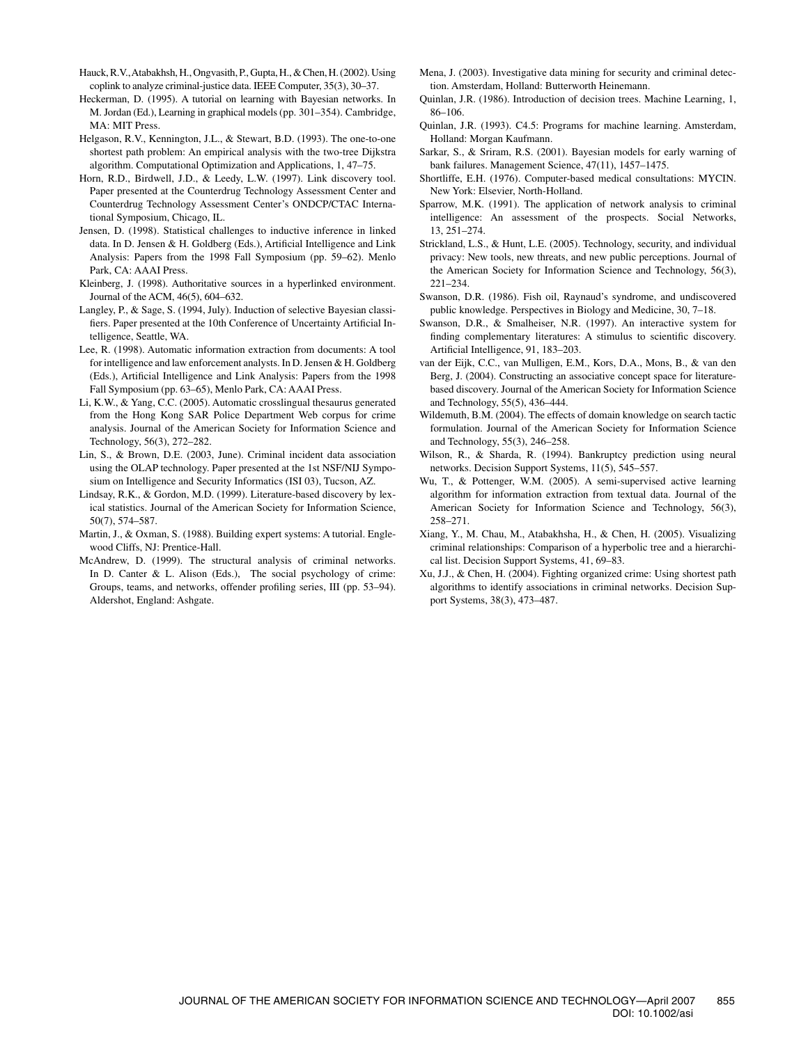Hauck, R.V., Atabakhsh, H., Ongvasith, P., Gupta, H., & Chen, H. (2002). Using coplink to analyze criminal-justice data. IEEE Computer, 35(3), 30–37.

Heckerman, D. (1995). A tutorial on learning with Bayesian networks. In M. Jordan (Ed.), Learning in graphical models (pp. 301–354). Cambridge, MA: MIT Press.

Helgason, R.V., Kennington, J.L., & Stewart, B.D. (1993). The one-to-one shortest path problem: An empirical analysis with the two-tree Dijkstra algorithm. Computational Optimization and Applications, 1, 47–75.

Horn, R.D., Birdwell, J.D., & Leedy, L.W. (1997). Link discovery tool. Paper presented at the Counterdrug Technology Assessment Center and Counterdrug Technology Assessment Center's ONDCP/CTAC International Symposium, Chicago, IL.

Jensen, D. (1998). Statistical challenges to inductive inference in linked data. In D. Jensen & H. Goldberg (Eds.), Artificial Intelligence and Link Analysis: Papers from the 1998 Fall Symposium (pp. 59–62). Menlo Park, CA: AAAI Press.

Kleinberg, J. (1998). Authoritative sources in a hyperlinked environment. Journal of the ACM, 46(5), 604–632.

Langley, P., & Sage, S. (1994, July). Induction of selective Bayesian classifiers. Paper presented at the 10th Conference of Uncertainty Artificial Intelligence, Seattle, WA.

Lee, R. (1998). Automatic information extraction from documents: A tool for intelligence and law enforcement analysts. In D. Jensen & H. Goldberg (Eds.), Artificial Intelligence and Link Analysis: Papers from the 1998 Fall Symposium (pp. 63–65), Menlo Park, CA: AAAI Press.

Li, K.W., & Yang, C.C. (2005). Automatic crosslingual thesaurus generated from the Hong Kong SAR Police Department Web corpus for crime analysis. Journal of the American Society for Information Science and Technology, 56(3), 272–282.

Lin, S., & Brown, D.E. (2003, June). Criminal incident data association using the OLAP technology. Paper presented at the 1st NSF/NIJ Symposium on Intelligence and Security Informatics (ISI 03), Tucson, AZ.

Lindsay, R.K., & Gordon, M.D. (1999). Literature-based discovery by lexical statistics. Journal of the American Society for Information Science, 50(7), 574–587.

Martin, J., & Oxman, S. (1988). Building expert systems: A tutorial. Englewood Cliffs, NJ: Prentice-Hall.

McAndrew, D. (1999). The structural analysis of criminal networks. In D. Canter & L. Alison (Eds.), The social psychology of crime: Groups, teams, and networks, offender profiling series, III (pp. 53–94). Aldershot, England: Ashgate.

Mena, J. (2003). Investigative data mining for security and criminal detection. Amsterdam, Holland: Butterworth Heinemann.

Quinlan, J.R. (1986). Introduction of decision trees. Machine Learning, 1, 86–106.

Quinlan, J.R. (1993). C4.5: Programs for machine learning. Amsterdam, Holland: Morgan Kaufmann.

Sarkar, S., & Sriram, R.S. (2001). Bayesian models for early warning of bank failures. Management Science, 47(11), 1457–1475.

Shortliffe, E.H. (1976). Computer-based medical consultations: MYCIN. New York: Elsevier, North-Holland.

Sparrow, M.K. (1991). The application of network analysis to criminal intelligence: An assessment of the prospects. Social Networks, 13, 251–274.

Strickland, L.S., & Hunt, L.E. (2005). Technology, security, and individual privacy: New tools, new threats, and new public perceptions. Journal of the American Society for Information Science and Technology, 56(3), 221–234.

Swanson, D.R. (1986). Fish oil, Raynaud's syndrome, and undiscovered public knowledge. Perspectives in Biology and Medicine, 30, 7–18.

Swanson, D.R., & Smalheiser, N.R. (1997). An interactive system for finding complementary literatures: A stimulus to scientific discovery. Artificial Intelligence, 91, 183–203.

van der Eijk, C.C., van Mulligen, E.M., Kors, D.A., Mons, B., & van den Berg, J. (2004). Constructing an associative concept space for literature-based discovery. Journal of the American Society for Information Science and Technology, 55(5), 436–444.

Wildemuth, B.M. (2004). The effects of domain knowledge on search tactic formulation. Journal of the American Society for Information Science and Technology, 55(3), 246–258.

Wilson, R., & Sharda, R. (1994). Bankruptcy prediction using neural networks. Decision Support Systems, 11(5), 545–557.

Wu, T., & Pottenger, W.M. (2005). A semi-supervised active learning algorithm for information extraction from textual data. Journal of the American Society for Information Science and Technology, 56(3), 258–271.

Xiang, Y., M. Chau, M., Atabakhsha, H., & Chen, H. (2005). Visualizing criminal relationships: Comparison of a hyperbolic tree and a hierarchical list. Decision Support Systems, 41, 69–83.

Xu, J.J., & Chen, H. (2004). Fighting organized crime: Using shortest path algorithms to identify associations in criminal networks. Decision Support Systems, 38(3), 473–487.